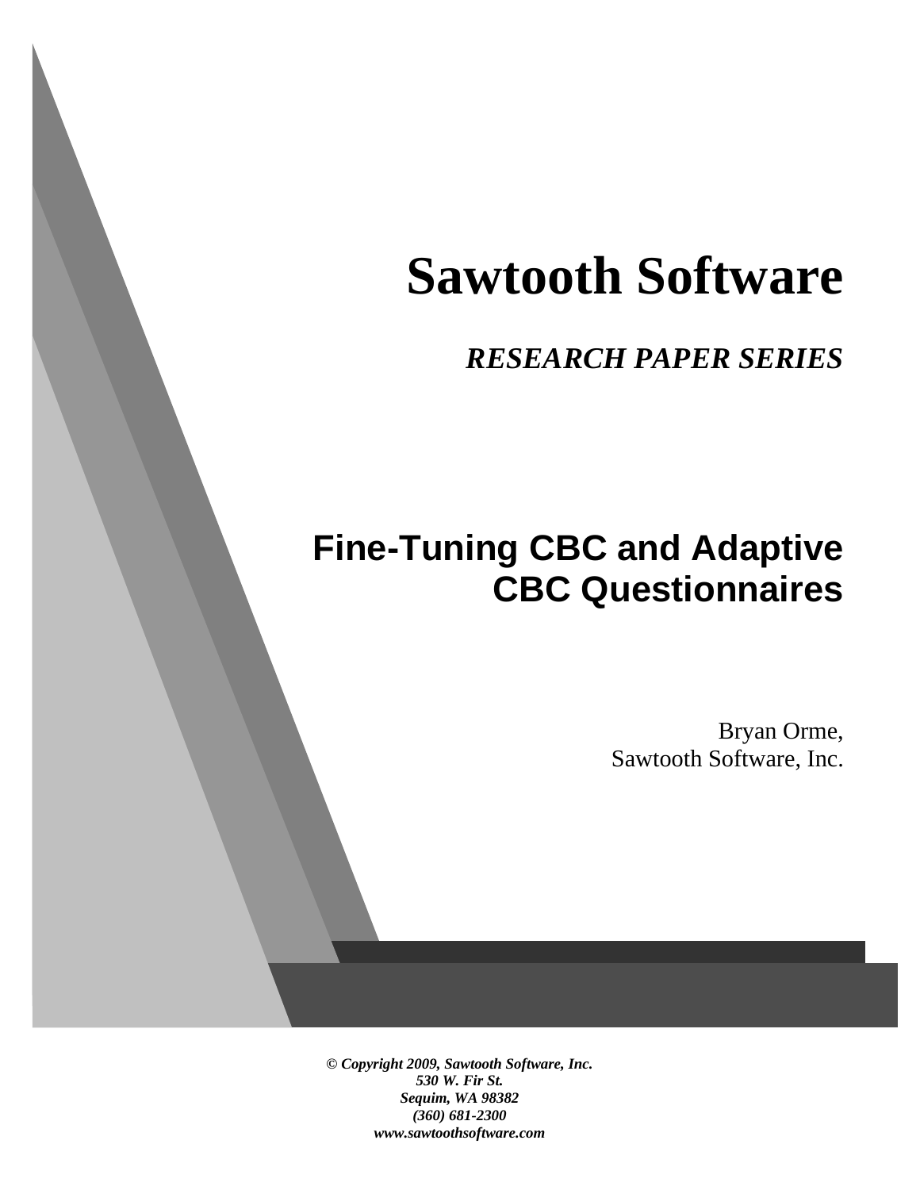# Sawtooth Software

***RESEARCH PAPER SERIES***

## Fine-Tuning CBC and Adaptive CBC Questionnaires

Bryan Orme,
Sawtooth Software, Inc.

***© Copyright 2009, Sawtooth Software, Inc.***
***530 W. Fir St.***
***Sequim, WA 98382***
***(360) 681-2300***
***www.sawtoothsoftware.com***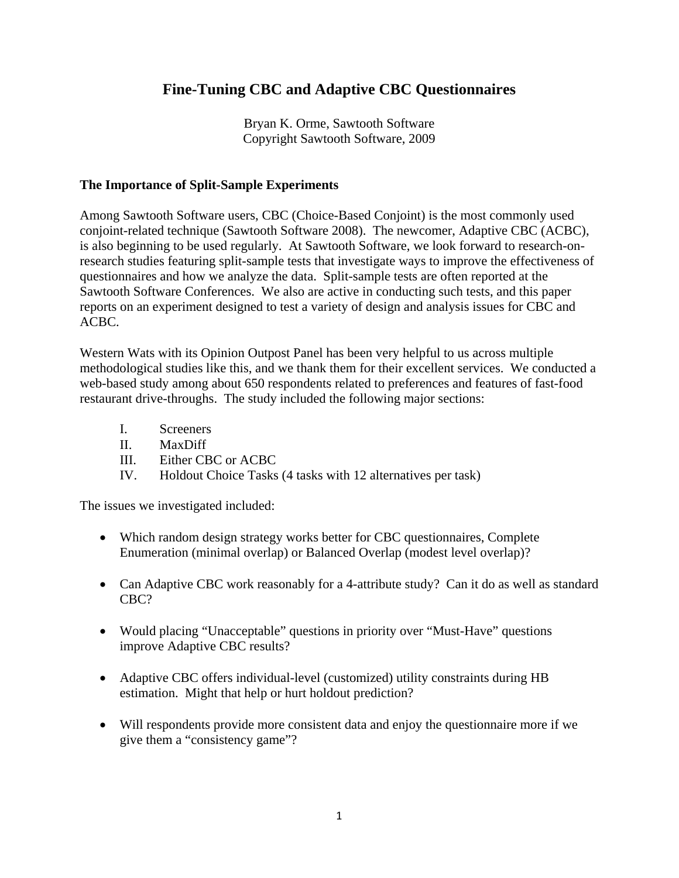# Fine-Tuning CBC and Adaptive CBC Questionnaires

Bryan K. Orme, Sawtooth Software
Copyright Sawtooth Software, 2009

### The Importance of Split-Sample Experiments

Among Sawtooth Software users, CBC (Choice-Based Conjoint) is the most commonly used conjoint-related technique (Sawtooth Software 2008). The newcomer, Adaptive CBC (ACBC), is also beginning to be used regularly. At Sawtooth Software, we look forward to research-on-research studies featuring split-sample tests that investigate ways to improve the effectiveness of questionnaires and how we analyze the data. Split-sample tests are often reported at the Sawtooth Software Conferences. We also are active in conducting such tests, and this paper reports on an experiment designed to test a variety of design and analysis issues for CBC and ACBC.

Western Wats with its Opinion Outpost Panel has been very helpful to us across multiple methodological studies like this, and we thank them for their excellent services. We conducted a web-based study among about 650 respondents related to preferences and features of fast-food restaurant drive-throughs. The study included the following major sections:

I. Screeners
II. MaxDiff
III. Either CBC or ACBC
IV. Holdout Choice Tasks (4 tasks with 12 alternatives per task)

The issues we investigated included:

- Which random design strategy works better for CBC questionnaires, Complete Enumeration (minimal overlap) or Balanced Overlap (modest level overlap)?
- Can Adaptive CBC work reasonably for a 4-attribute study? Can it do as well as standard CBC?
- Would placing "Unacceptable" questions in priority over "Must-Have" questions improve Adaptive CBC results?
- Adaptive CBC offers individual-level (customized) utility constraints during HB estimation. Might that help or hurt holdout prediction?
- Will respondents provide more consistent data and enjoy the questionnaire more if we give them a "consistency game"?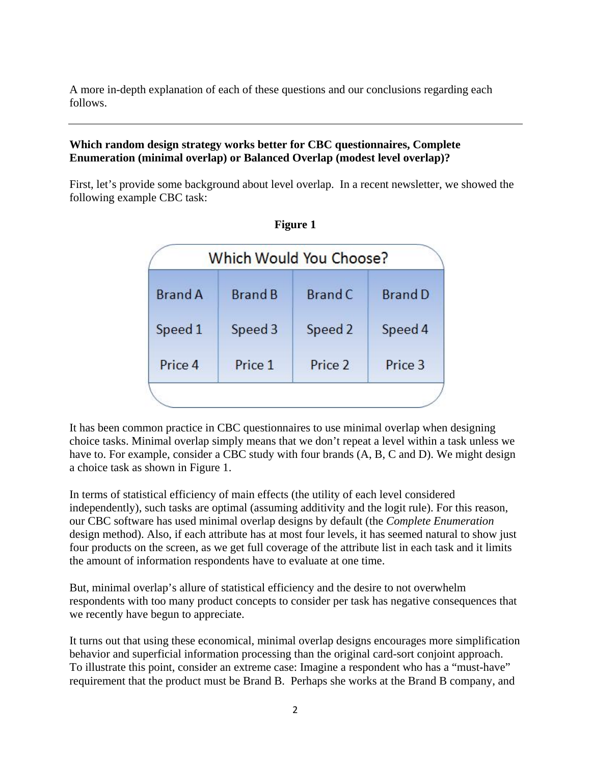A more in-depth explanation of each of these questions and our conclusions regarding each follows.

---

**Which random design strategy works better for CBC questionnaires, Complete Enumeration (minimal overlap) or Balanced Overlap (modest level overlap)?**

First, let's provide some background about level overlap. In a recent newsletter, we showed the following example CBC task:

**Figure 1**

| Which Would You Choose? | | | |
|---|---|---|---|
| Brand A | Brand B | Brand C | Brand D |
| Speed 1 | Speed 3 | Speed 2 | Speed 4 |
| Price 4 | Price 1 | Price 2 | Price 3 |

It has been common practice in CBC questionnaires to use minimal overlap when designing choice tasks. Minimal overlap simply means that we don't repeat a level within a task unless we have to. For example, consider a CBC study with four brands (A, B, C and D). We might design a choice task as shown in Figure 1.

In terms of statistical efficiency of main effects (the utility of each level considered independently), such tasks are optimal (assuming additivity and the logit rule). For this reason, our CBC software has used minimal overlap designs by default (the *Complete Enumeration* design method). Also, if each attribute has at most four levels, it has seemed natural to show just four products on the screen, as we get full coverage of the attribute list in each task and it limits the amount of information respondents have to evaluate at one time.

But, minimal overlap's allure of statistical efficiency and the desire to not overwhelm respondents with too many product concepts to consider per task has negative consequences that we recently have begun to appreciate.

It turns out that using these economical, minimal overlap designs encourages more simplification behavior and superficial information processing than the original card-sort conjoint approach. To illustrate this point, consider an extreme case: Imagine a respondent who has a "must-have" requirement that the product must be Brand B. Perhaps she works at the Brand B company, and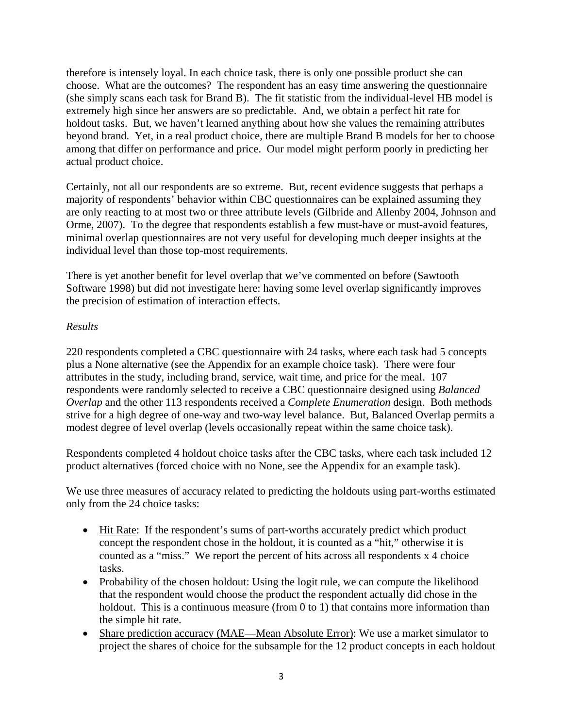therefore is intensely loyal. In each choice task, there is only one possible product she can choose. What are the outcomes? The respondent has an easy time answering the questionnaire (she simply scans each task for Brand B). The fit statistic from the individual-level HB model is extremely high since her answers are so predictable. And, we obtain a perfect hit rate for holdout tasks. But, we haven't learned anything about how she values the remaining attributes beyond brand. Yet, in a real product choice, there are multiple Brand B models for her to choose among that differ on performance and price. Our model might perform poorly in predicting her actual product choice.

Certainly, not all our respondents are so extreme. But, recent evidence suggests that perhaps a majority of respondents' behavior within CBC questionnaires can be explained assuming they are only reacting to at most two or three attribute levels (Gilbride and Allenby 2004, Johnson and Orme, 2007). To the degree that respondents establish a few must-have or must-avoid features, minimal overlap questionnaires are not very useful for developing much deeper insights at the individual level than those top-most requirements.

There is yet another benefit for level overlap that we've commented on before (Sawtooth Software 1998) but did not investigate here: having some level overlap significantly improves the precision of estimation of interaction effects.

*Results*

220 respondents completed a CBC questionnaire with 24 tasks, where each task had 5 concepts plus a None alternative (see the Appendix for an example choice task). There were four attributes in the study, including brand, service, wait time, and price for the meal. 107 respondents were randomly selected to receive a CBC questionnaire designed using *Balanced Overlap* and the other 113 respondents received a *Complete Enumeration* design. Both methods strive for a high degree of one-way and two-way level balance. But, Balanced Overlap permits a modest degree of level overlap (levels occasionally repeat within the same choice task).

Respondents completed 4 holdout choice tasks after the CBC tasks, where each task included 12 product alternatives (forced choice with no None, see the Appendix for an example task).

We use three measures of accuracy related to predicting the holdouts using part-worths estimated only from the 24 choice tasks:

- Hit Rate: If the respondent's sums of part-worths accurately predict which product concept the respondent chose in the holdout, it is counted as a "hit," otherwise it is counted as a "miss." We report the percent of hits across all respondents x 4 choice tasks.
- Probability of the chosen holdout: Using the logit rule, we can compute the likelihood that the respondent would choose the product the respondent actually did chose in the holdout. This is a continuous measure (from 0 to 1) that contains more information than the simple hit rate.
- Share prediction accuracy (MAE—Mean Absolute Error): We use a market simulator to project the shares of choice for the subsample for the 12 product concepts in each holdout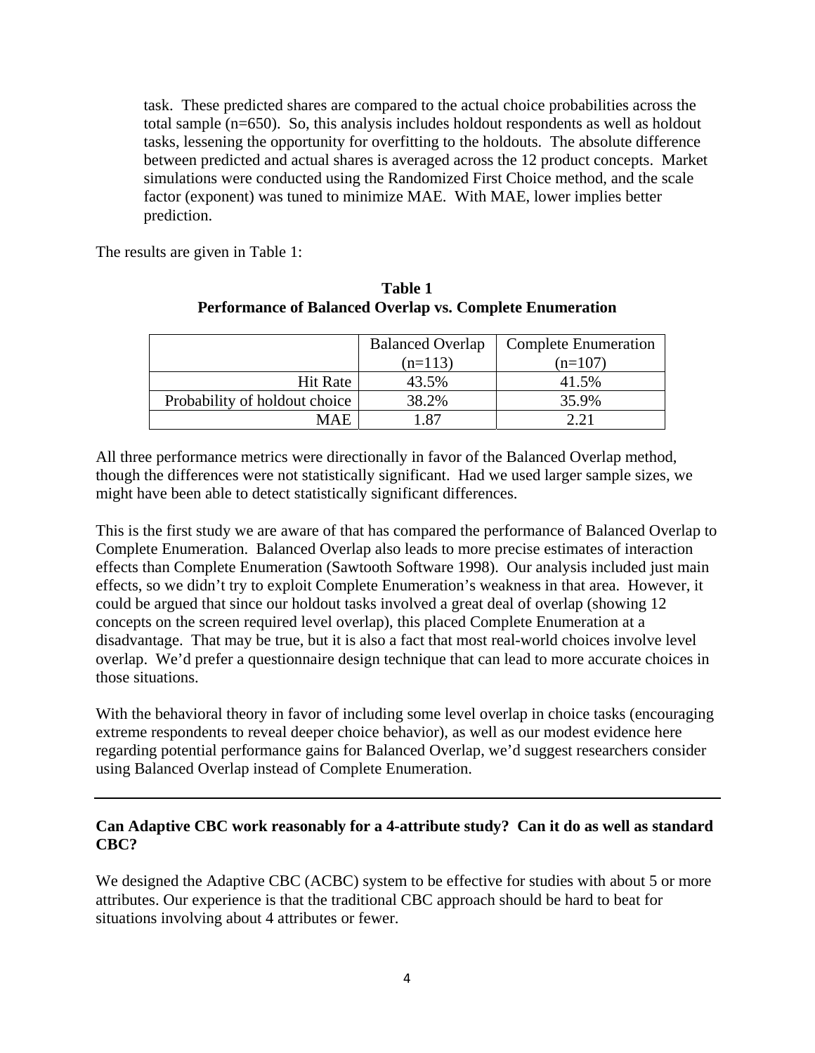task. These predicted shares are compared to the actual choice probabilities across the total sample (n=650). So, this analysis includes holdout respondents as well as holdout tasks, lessening the opportunity for overfitting to the holdouts. The absolute difference between predicted and actual shares is averaged across the 12 product concepts. Market simulations were conducted using the Randomized First Choice method, and the scale factor (exponent) was tuned to minimize MAE. With MAE, lower implies better prediction.

The results are given in Table 1:

**Table 1**
**Performance of Balanced Overlap vs. Complete Enumeration**

| | Balanced Overlap (n=113) | Complete Enumeration (n=107) |
|---:|:---:|:---:|
| Hit Rate | 43.5% | 41.5% |
| Probability of holdout choice | 38.2% | 35.9% |
| MAE | 1.87 | 2.21 |

All three performance metrics were directionally in favor of the Balanced Overlap method, though the differences were not statistically significant. Had we used larger sample sizes, we might have been able to detect statistically significant differences.

This is the first study we are aware of that has compared the performance of Balanced Overlap to Complete Enumeration. Balanced Overlap also leads to more precise estimates of interaction effects than Complete Enumeration (Sawtooth Software 1998). Our analysis included just main effects, so we didn't try to exploit Complete Enumeration's weakness in that area. However, it could be argued that since our holdout tasks involved a great deal of overlap (showing 12 concepts on the screen required level overlap), this placed Complete Enumeration at a disadvantage. That may be true, but it is also a fact that most real-world choices involve level overlap. We'd prefer a questionnaire design technique that can lead to more accurate choices in those situations.

With the behavioral theory in favor of including some level overlap in choice tasks (encouraging extreme respondents to reveal deeper choice behavior), as well as our modest evidence here regarding potential performance gains for Balanced Overlap, we'd suggest researchers consider using Balanced Overlap instead of Complete Enumeration.

---

**Can Adaptive CBC work reasonably for a 4-attribute study? Can it do as well as standard CBC?**

We designed the Adaptive CBC (ACBC) system to be effective for studies with about 5 or more attributes. Our experience is that the traditional CBC approach should be hard to beat for situations involving about 4 attributes or fewer.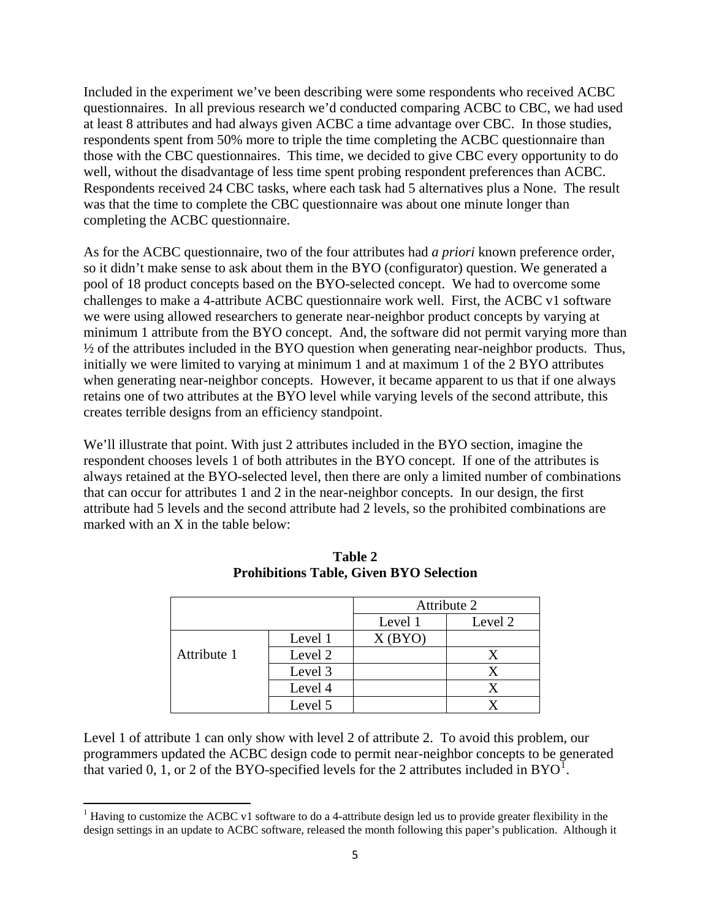Included in the experiment we've been describing were some respondents who received ACBC questionnaires. In all previous research we'd conducted comparing ACBC to CBC, we had used at least 8 attributes and had always given ACBC a time advantage over CBC. In those studies, respondents spent from 50% more to triple the time completing the ACBC questionnaire than those with the CBC questionnaires. This time, we decided to give CBC every opportunity to do well, without the disadvantage of less time spent probing respondent preferences than ACBC. Respondents received 24 CBC tasks, where each task had 5 alternatives plus a None. The result was that the time to complete the CBC questionnaire was about one minute longer than completing the ACBC questionnaire.

As for the ACBC questionnaire, two of the four attributes had *a priori* known preference order, so it didn't make sense to ask about them in the BYO (configurator) question. We generated a pool of 18 product concepts based on the BYO-selected concept. We had to overcome some challenges to make a 4-attribute ACBC questionnaire work well. First, the ACBC v1 software we were using allowed researchers to generate near-neighbor product concepts by varying at minimum 1 attribute from the BYO concept. And, the software did not permit varying more than ½ of the attributes included in the BYO question when generating near-neighbor products. Thus, initially we were limited to varying at minimum 1 and at maximum 1 of the 2 BYO attributes when generating near-neighbor concepts. However, it became apparent to us that if one always retains one of two attributes at the BYO level while varying levels of the second attribute, this creates terrible designs from an efficiency standpoint.

We'll illustrate that point. With just 2 attributes included in the BYO section, imagine the respondent chooses levels 1 of both attributes in the BYO concept. If one of the attributes is always retained at the BYO-selected level, then there are only a limited number of combinations that can occur for attributes 1 and 2 in the near-neighbor concepts. In our design, the first attribute had 5 levels and the second attribute had 2 levels, so the prohibited combinations are marked with an X in the table below:

**Table 2**
**Prohibitions Table, Given BYO Selection**

| | | Attribute 2 | |
|---|---|---|---|
| | | Level 1 | Level 2 |
| Attribute 1 | Level 1 | X (BYO) | |
| | Level 2 | | X |
| | Level 3 | | X |
| | Level 4 | | X |
| | Level 5 | | X |

Level 1 of attribute 1 can only show with level 2 of attribute 2. To avoid this problem, our programmers updated the ACBC design code to permit near-neighbor concepts to be generated that varied 0, 1, or 2 of the BYO-specified levels for the 2 attributes included in BYO[1].

[1] Having to customize the ACBC v1 software to do a 4-attribute design led us to provide greater flexibility in the design settings in an update to ACBC software, released the month following this paper's publication. Although it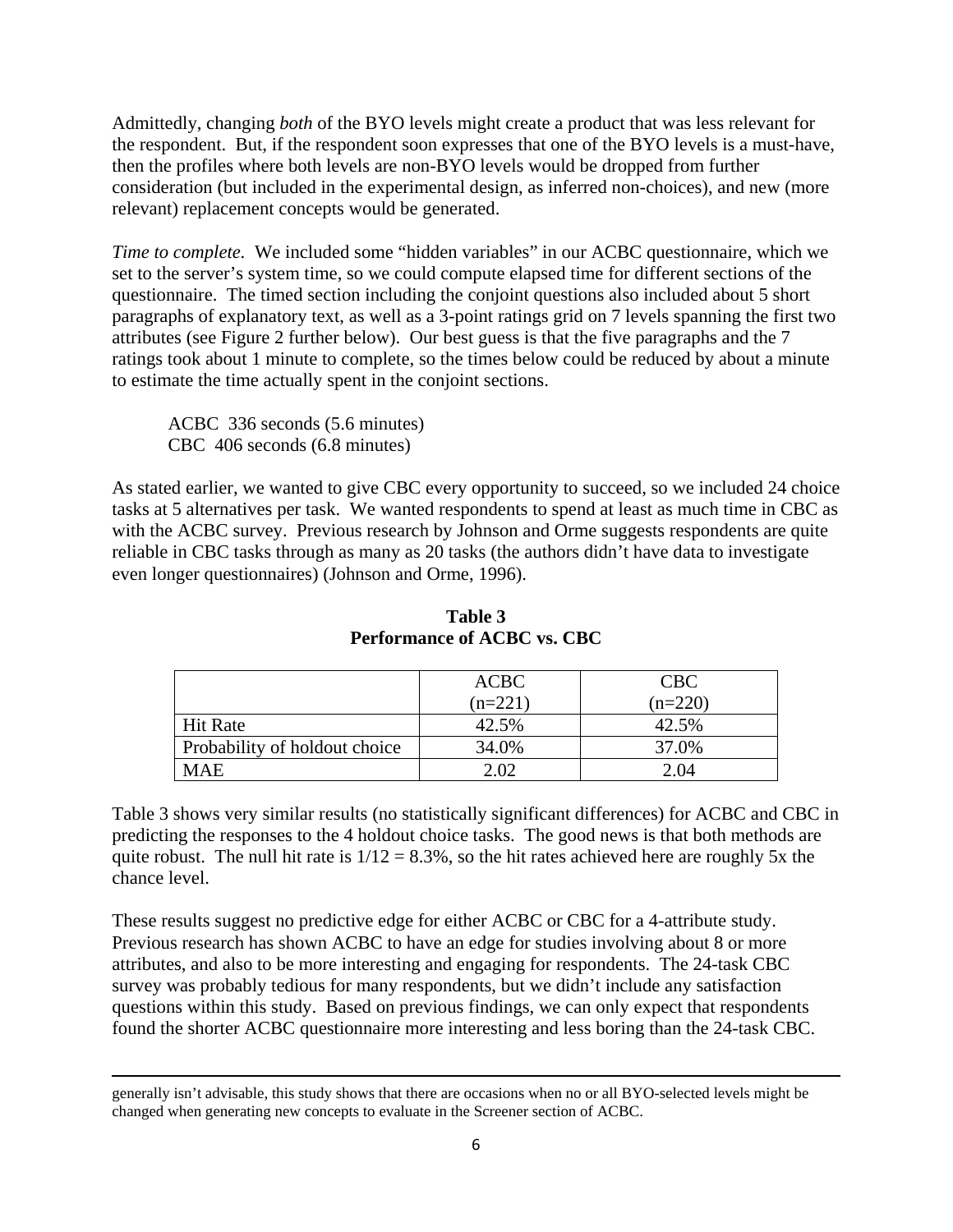Admittedly, changing *both* of the BYO levels might create a product that was less relevant for the respondent. But, if the respondent soon expresses that one of the BYO levels is a must-have, then the profiles where both levels are non-BYO levels would be dropped from further consideration (but included in the experimental design, as inferred non-choices), and new (more relevant) replacement concepts would be generated.

*Time to complete.* We included some "hidden variables" in our ACBC questionnaire, which we set to the server's system time, so we could compute elapsed time for different sections of the questionnaire. The timed section including the conjoint questions also included about 5 short paragraphs of explanatory text, as well as a 3-point ratings grid on 7 levels spanning the first two attributes (see Figure 2 further below). Our best guess is that the five paragraphs and the 7 ratings took about 1 minute to complete, so the times below could be reduced by about a minute to estimate the time actually spent in the conjoint sections.

ACBC 336 seconds (5.6 minutes)
CBC 406 seconds (6.8 minutes)

As stated earlier, we wanted to give CBC every opportunity to succeed, so we included 24 choice tasks at 5 alternatives per task. We wanted respondents to spend at least as much time in CBC as with the ACBC survey. Previous research by Johnson and Orme suggests respondents are quite reliable in CBC tasks through as many as 20 tasks (the authors didn't have data to investigate even longer questionnaires) (Johnson and Orme, 1996).

**Table 3**
**Performance of ACBC vs. CBC**

| | ACBC (n=221) | CBC (n=220) |
|---|---|---|
| Hit Rate | 42.5% | 42.5% |
| Probability of holdout choice | 34.0% | 37.0% |
| MAE | 2.02 | 2.04 |

Table 3 shows very similar results (no statistically significant differences) for ACBC and CBC in predicting the responses to the 4 holdout choice tasks. The good news is that both methods are quite robust. The null hit rate is 1/12 = 8.3%, so the hit rates achieved here are roughly 5x the chance level.

These results suggest no predictive edge for either ACBC or CBC for a 4-attribute study. Previous research has shown ACBC to have an edge for studies involving about 8 or more attributes, and also to be more interesting and engaging for respondents. The 24-task CBC survey was probably tedious for many respondents, but we didn't include any satisfaction questions within this study. Based on previous findings, we can only expect that respondents found the shorter ACBC questionnaire more interesting and less boring than the 24-task CBC.

generally isn't advisable, this study shows that there are occasions when no or all BYO-selected levels might be changed when generating new concepts to evaluate in the Screener section of ACBC.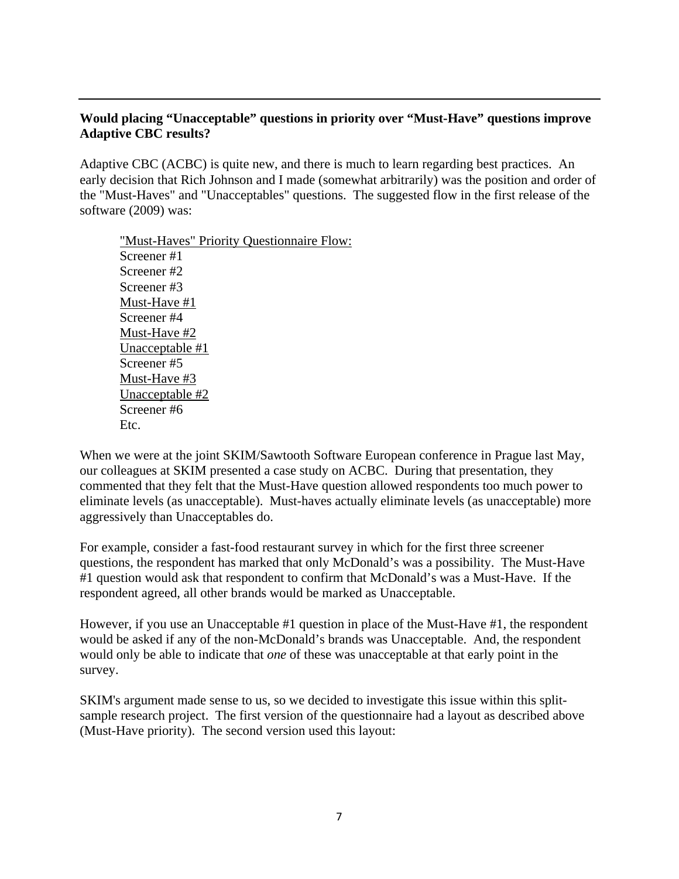**Would placing "Unacceptable" questions in priority over "Must-Have" questions improve Adaptive CBC results?**

Adaptive CBC (ACBC) is quite new, and there is much to learn regarding best practices. An early decision that Rich Johnson and I made (somewhat arbitrarily) was the position and order of the "Must-Haves" and "Unacceptables" questions. The suggested flow in the first release of the software (2009) was:

<u>"Must-Haves" Priority Questionnaire Flow:</u>
Screener #1
Screener #2
Screener #3
<u>Must-Have #1</u>
Screener #4
<u>Must-Have #2</u>
<u>Unacceptable #1</u>
Screener #5
<u>Must-Have #3</u>
<u>Unacceptable #2</u>
Screener #6
Etc.

When we were at the joint SKIM/Sawtooth Software European conference in Prague last May, our colleagues at SKIM presented a case study on ACBC. During that presentation, they commented that they felt that the Must-Have question allowed respondents too much power to eliminate levels (as unacceptable). Must-haves actually eliminate levels (as unacceptable) more aggressively than Unacceptables do.

For example, consider a fast-food restaurant survey in which for the first three screener questions, the respondent has marked that only McDonald's was a possibility. The Must-Have #1 question would ask that respondent to confirm that McDonald's was a Must-Have. If the respondent agreed, all other brands would be marked as Unacceptable.

However, if you use an Unacceptable #1 question in place of the Must-Have #1, the respondent would be asked if any of the non-McDonald's brands was Unacceptable. And, the respondent would only be able to indicate that *one* of these was unacceptable at that early point in the survey.

SKIM's argument made sense to us, so we decided to investigate this issue within this split-sample research project. The first version of the questionnaire had a layout as described above (Must-Have priority). The second version used this layout: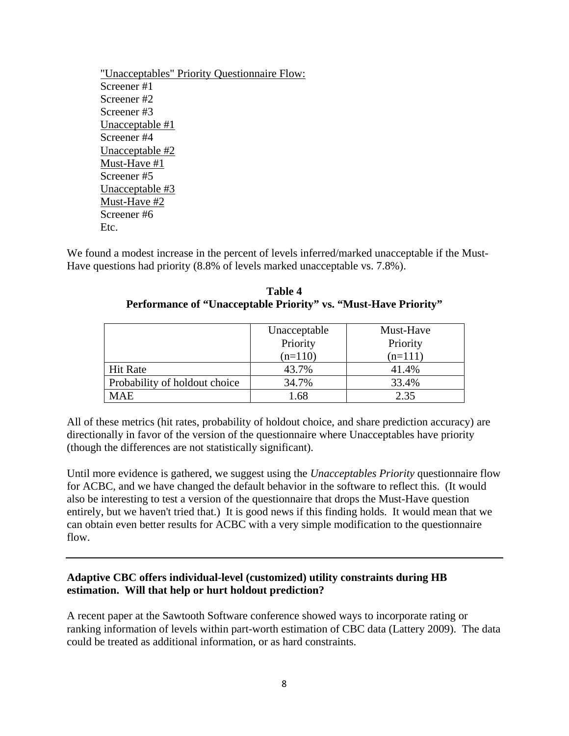"Unacceptables" Priority Questionnaire Flow:

Screener #1
Screener #2
Screener #3
Unacceptable #1
Screener #4
Unacceptable #2
Must-Have #1
Screener #5
Unacceptable #3
Must-Have #2
Screener #6
Etc.

We found a modest increase in the percent of levels inferred/marked unacceptable if the Must-Have questions had priority (8.8% of levels marked unacceptable vs. 7.8%).

**Table 4**
**Performance of "Unacceptable Priority" vs. "Must-Have Priority"**

| | Unacceptable Priority (n=110) | Must-Have Priority (n=111) |
|---|---|---|
| Hit Rate | 43.7% | 41.4% |
| Probability of holdout choice | 34.7% | 33.4% |
| MAE | 1.68 | 2.35 |

All of these metrics (hit rates, probability of holdout choice, and share prediction accuracy) are directionally in favor of the version of the questionnaire where Unacceptables have priority (though the differences are not statistically significant).

Until more evidence is gathered, we suggest using the *Unacceptables Priority* questionnaire flow for ACBC, and we have changed the default behavior in the software to reflect this. (It would also be interesting to test a version of the questionnaire that drops the Must-Have question entirely, but we haven't tried that.) It is good news if this finding holds. It would mean that we can obtain even better results for ACBC with a very simple modification to the questionnaire flow.

---

**Adaptive CBC offers individual-level (customized) utility constraints during HB estimation. Will that help or hurt holdout prediction?**

A recent paper at the Sawtooth Software conference showed ways to incorporate rating or ranking information of levels within part-worth estimation of CBC data (Lattery 2009). The data could be treated as additional information, or as hard constraints.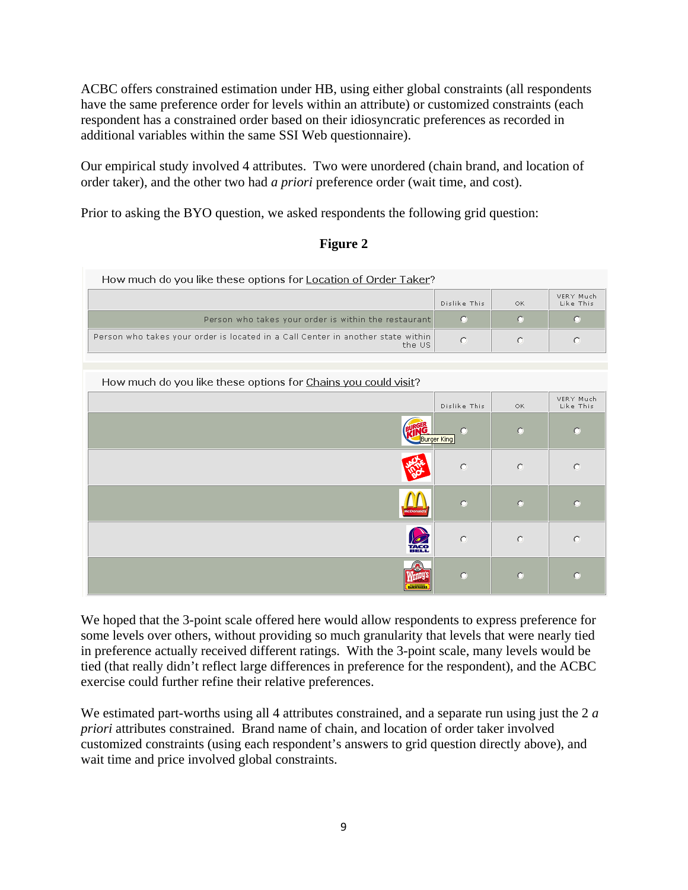ACBC offers constrained estimation under HB, using either global constraints (all respondents have the same preference order for levels within an attribute) or customized constraints (each respondent has a constrained order based on their idiosyncratic preferences as recorded in additional variables within the same SSI Web questionnaire).

Our empirical study involved 4 attributes. Two were unordered (chain brand, and location of order taker), and the other two had *a priori* preference order (wait time, and cost).

Prior to asking the BYO question, we asked respondents the following grid question:

**Figure 2**

How much do you like these options for Location of Order Taker?

| | Dislike This | OK | VERY Much Like This |
|---|---|---|---|
| Person who takes your order is within the restaurant | ○ | ○ | ○ |
| Person who takes your order is located in a Call Center in another state within the US | ○ | ○ | ○ |

How much do you like these options for Chains you could visit?

| | Dislike This | OK | VERY Much Like This |
|---|---|---|---|
| Burger King | ○ | ○ | ○ |
| Jack in the Box | ○ | ○ | ○ |
| McDonald's | ○ | ○ | ○ |
| Taco Bell | ○ | ○ | ○ |
| Wendy's | ○ | ○ | ○ |

We hoped that the 3-point scale offered here would allow respondents to express preference for some levels over others, without providing so much granularity that levels that were nearly tied in preference actually received different ratings. With the 3-point scale, many levels would be tied (that really didn't reflect large differences in preference for the respondent), and the ACBC exercise could further refine their relative preferences.

We estimated part-worths using all 4 attributes constrained, and a separate run using just the 2 *a priori* attributes constrained. Brand name of chain, and location of order taker involved customized constraints (using each respondent's answers to grid question directly above), and wait time and price involved global constraints.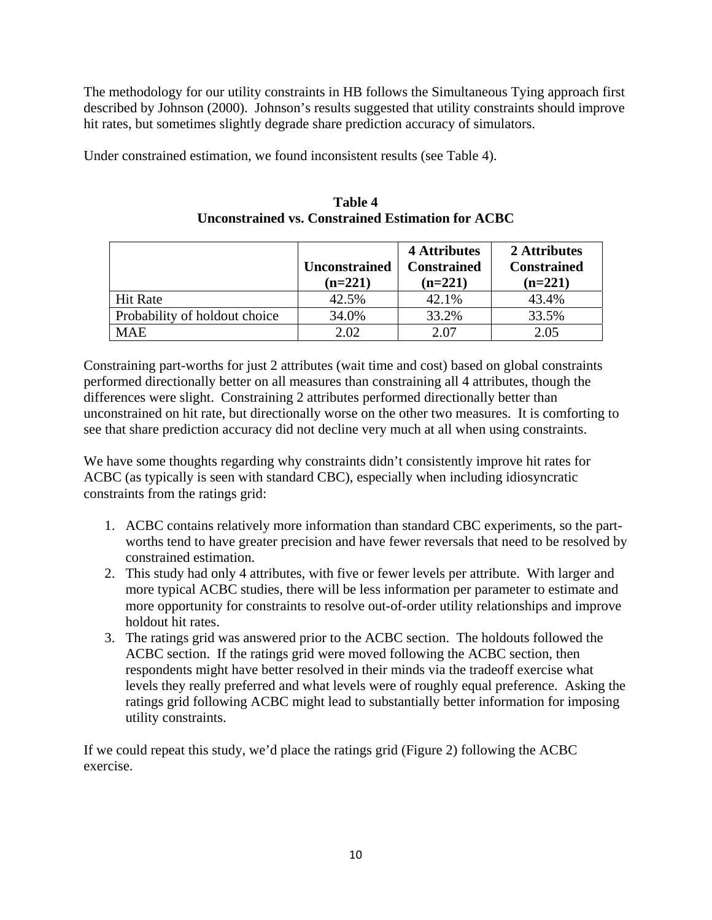The methodology for our utility constraints in HB follows the Simultaneous Tying approach first described by Johnson (2000). Johnson's results suggested that utility constraints should improve hit rates, but sometimes slightly degrade share prediction accuracy of simulators.

Under constrained estimation, we found inconsistent results (see Table 4).

**Table 4**
**Unconstrained vs. Constrained Estimation for ACBC**

| | Unconstrained (n=221) | 4 Attributes Constrained (n=221) | 2 Attributes Constrained (n=221) |
|---|---|---|---|
| Hit Rate | 42.5% | 42.1% | 43.4% |
| Probability of holdout choice | 34.0% | 33.2% | 33.5% |
| MAE | 2.02 | 2.07 | 2.05 |

Constraining part-worths for just 2 attributes (wait time and cost) based on global constraints performed directionally better on all measures than constraining all 4 attributes, though the differences were slight. Constraining 2 attributes performed directionally better than unconstrained on hit rate, but directionally worse on the other two measures. It is comforting to see that share prediction accuracy did not decline very much at all when using constraints.

We have some thoughts regarding why constraints didn't consistently improve hit rates for ACBC (as typically is seen with standard CBC), especially when including idiosyncratic constraints from the ratings grid:

1. ACBC contains relatively more information than standard CBC experiments, so the part-worths tend to have greater precision and have fewer reversals that need to be resolved by constrained estimation.
2. This study had only 4 attributes, with five or fewer levels per attribute. With larger and more typical ACBC studies, there will be less information per parameter to estimate and more opportunity for constraints to resolve out-of-order utility relationships and improve holdout hit rates.
3. The ratings grid was answered prior to the ACBC section. The holdouts followed the ACBC section. If the ratings grid were moved following the ACBC section, then respondents might have better resolved in their minds via the tradeoff exercise what levels they really preferred and what levels were of roughly equal preference. Asking the ratings grid following ACBC might lead to substantially better information for imposing utility constraints.

If we could repeat this study, we'd place the ratings grid (Figure 2) following the ACBC exercise.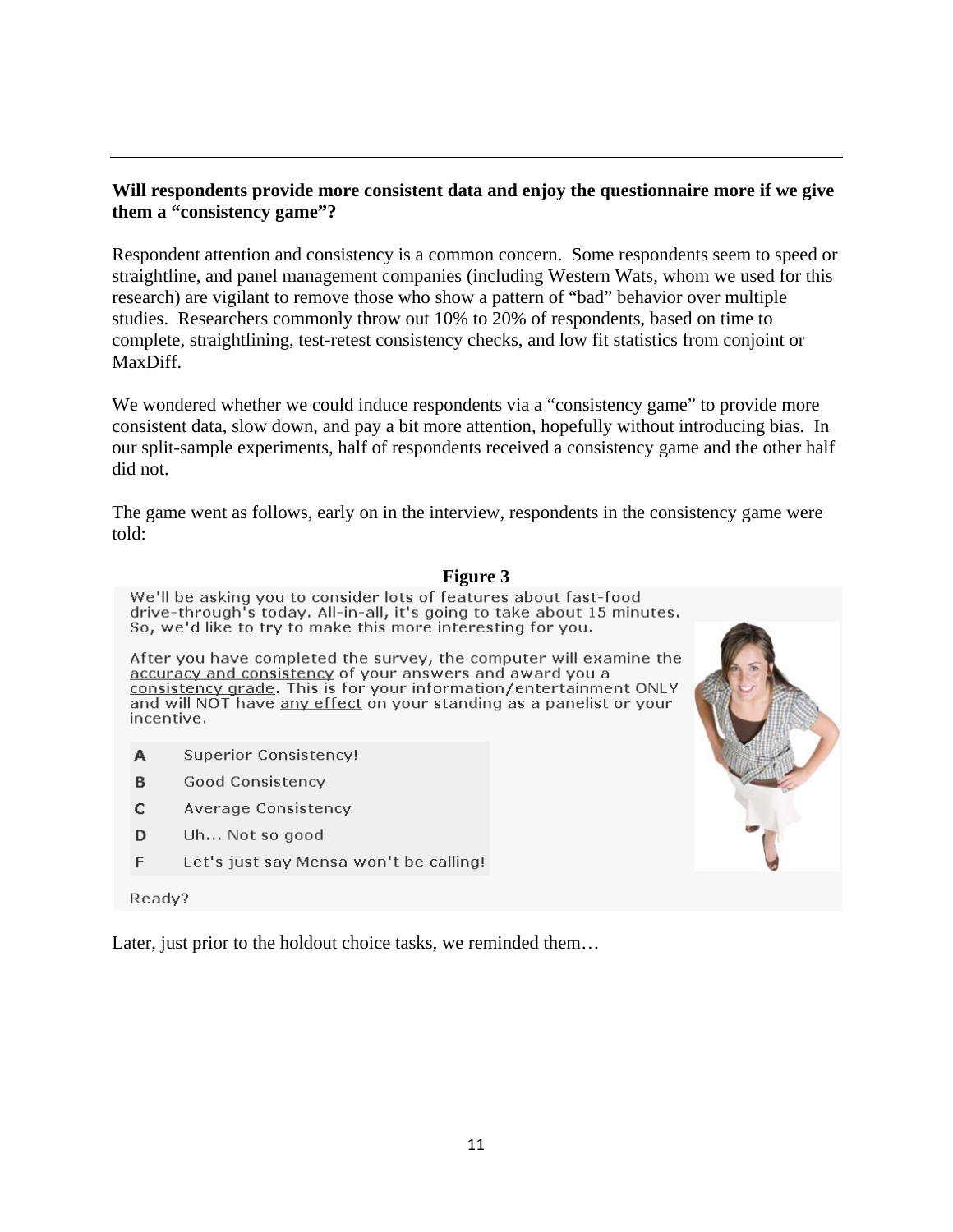**Will respondents provide more consistent data and enjoy the questionnaire more if we give them a "consistency game"?**

Respondent attention and consistency is a common concern. Some respondents seem to speed or straightline, and panel management companies (including Western Wats, whom we used for this research) are vigilant to remove those who show a pattern of "bad" behavior over multiple studies. Researchers commonly throw out 10% to 20% of respondents, based on time to complete, straightlining, test-retest consistency checks, and low fit statistics from conjoint or MaxDiff.

We wondered whether we could induce respondents via a "consistency game" to provide more consistent data, slow down, and pay a bit more attention, hopefully without introducing bias. In our split-sample experiments, half of respondents received a consistency game and the other half did not.

The game went as follows, early on in the interview, respondents in the consistency game were told:

**Figure 3**

We'll be asking you to consider lots of features about fast-food drive-through's today. All-in-all, it's going to take about 15 minutes. So, we'd like to try to make this more interesting for you.

After you have completed the survey, the computer will examine the accuracy and consistency of your answers and award you a consistency grade. This is for your information/entertainment ONLY and will NOT have any effect on your standing as a panelist or your incentive.

| | |
|---|---|
| **A** | Superior Consistency! |
| **B** | Good Consistency |
| **C** | Average Consistency |
| **D** | Uh... Not so good |
| **F** | Let's just say Mensa won't be calling! |

Ready?

Later, just prior to the holdout choice tasks, we reminded them…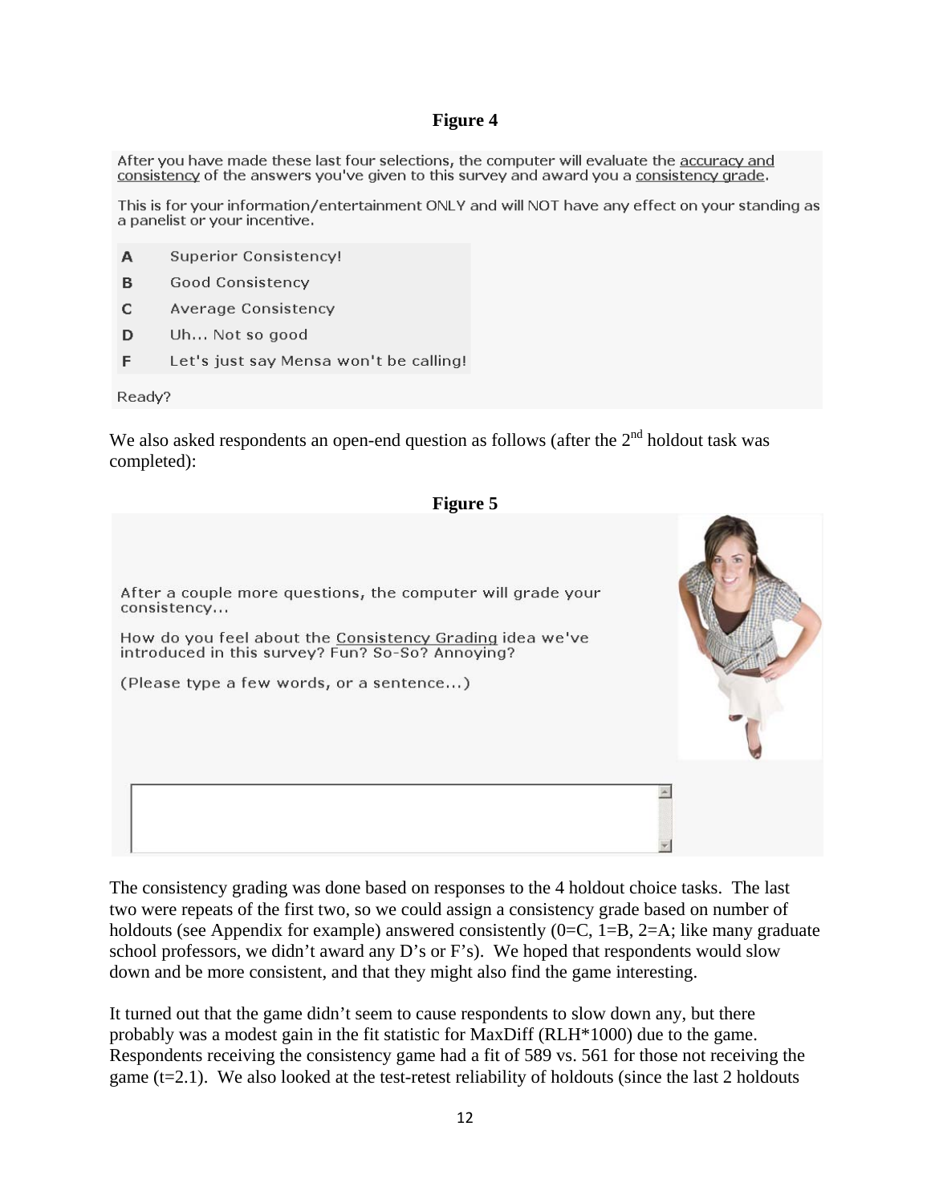**Figure 4**

After you have made these last four selections, the computer will evaluate the accuracy and consistency of the answers you've given to this survey and award you a consistency grade.

This is for your information/entertainment ONLY and will NOT have any effect on your standing as a panelist or your incentive.

| | |
|---|---|
| **A** | Superior Consistency! |
| **B** | Good Consistency |
| **C** | Average Consistency |
| **D** | Uh... Not so good |
| **F** | Let's just say Mensa won't be calling! |

Ready?

We also asked respondents an open-end question as follows (after the 2nd holdout task was completed):

**Figure 5**

After a couple more questions, the computer will grade your consistency...

How do you feel about the Consistency Grading idea we've introduced in this survey? Fun? So-So? Annoying?

(Please type a few words, or a sentence...)

The consistency grading was done based on responses to the 4 holdout choice tasks. The last two were repeats of the first two, so we could assign a consistency grade based on number of holdouts (see Appendix for example) answered consistently (0=C, 1=B, 2=A; like many graduate school professors, we didn't award any D's or F's). We hoped that respondents would slow down and be more consistent, and that they might also find the game interesting.

It turned out that the game didn't seem to cause respondents to slow down any, but there probably was a modest gain in the fit statistic for MaxDiff (RLH*1000) due to the game. Respondents receiving the consistency game had a fit of 589 vs. 561 for those not receiving the game (t=2.1). We also looked at the test-retest reliability of holdouts (since the last 2 holdouts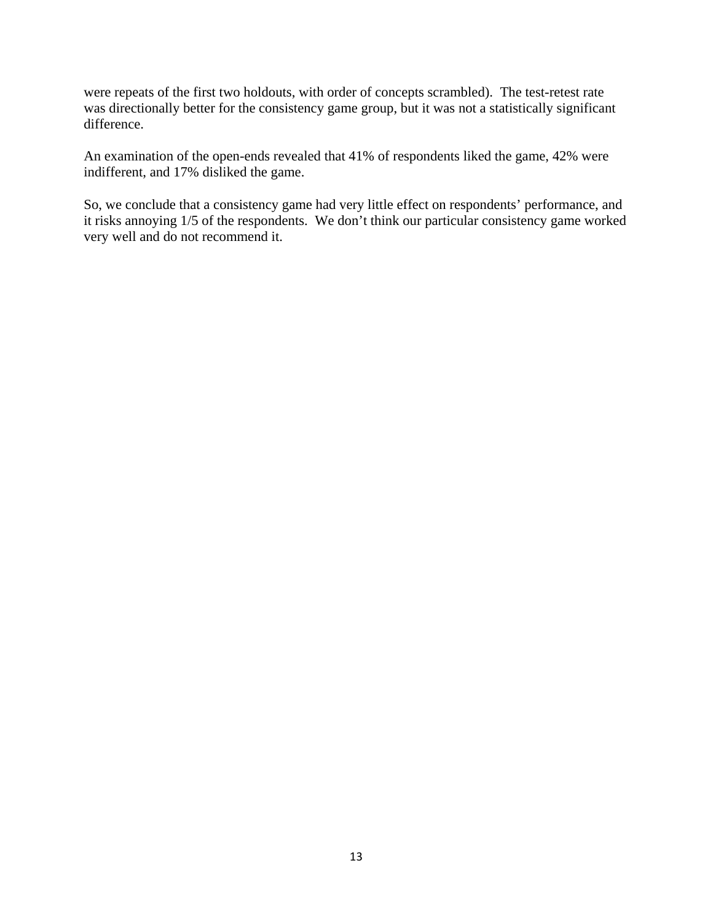were repeats of the first two holdouts, with order of concepts scrambled). The test-retest rate was directionally better for the consistency game group, but it was not a statistically significant difference.

An examination of the open-ends revealed that 41% of respondents liked the game, 42% were indifferent, and 17% disliked the game.

So, we conclude that a consistency game had very little effect on respondents' performance, and it risks annoying 1/5 of the respondents. We don't think our particular consistency game worked very well and do not recommend it.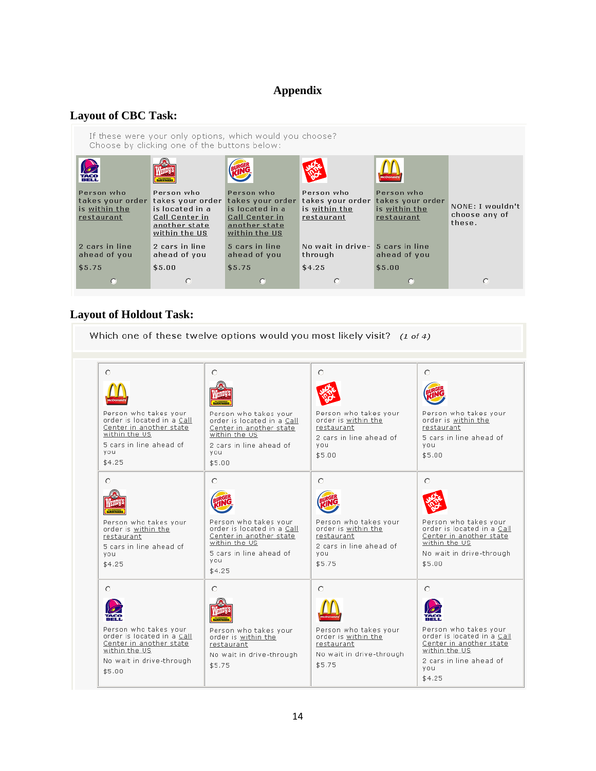# Appendix

## Layout of CBC Task:

If these were your only options, which would you choose?
Choose by clicking one of the buttons below:

| TACO BELL | Wendy's | BURGER KING | JACK IN THE BOX | McDonald's | |
|---|---|---|---|---|---|
| Person who takes your order is within the restaurant | Person who takes your order is located in a Call Center in another state within the US | Person who takes your order is located in a Call Center in another state within the US | Person who takes your order is within the restaurant | Person who takes your order is within the restaurant | NONE: I wouldn't choose any of these. |
| 2 cars in line ahead of you | 2 cars in line ahead of you | 5 cars in line ahead of you | No wait in drive-through | 5 cars in line ahead of you | |
| $5.75 | $5.00 | $5.75 | $4.25 | $5.00 | |
| ○ | ○ | ○ | ○ | ○ | ○ |

## Layout of Holdout Task:

Which one of these twelve options would you most likely visit? *(1 of 4)*

| | | | |
|---|---|---|---|
| ○ McDonald's<br>Person who takes your order is located in a Call Center in another state within the US<br>5 cars in line ahead of you<br>$4.25 | ○ Wendy's<br>Person who takes your order is located in a Call Center in another state within the US<br>2 cars in line ahead of you<br>$5.00 | ○ JACK IN THE BOX<br>Person who takes your order is within the restaurant<br>2 cars in line ahead of you<br>$5.00 | ○ BURGER KING<br>Person who takes your order is within the restaurant<br>5 cars in line ahead of you<br>$5.00 |
| ○ Wendy's<br>Person who takes your order is within the restaurant<br>5 cars in line ahead of you<br>$4.25 | ○ BURGER KING<br>Person who takes your order is located in a Call Center in another state within the US<br>5 cars in line ahead of you<br>$4.25 | ○ BURGER KING<br>Person who takes your order is within the restaurant<br>2 cars in line ahead of you<br>$5.75 | ○ JACK IN THE BOX<br>Person who takes your order is located in a Call Center in another state within the US<br>No wait in drive-through<br>$5.00 |
| ○ TACO BELL<br>Person who takes your order is located in a Call Center in another state within the US<br>No wait in drive-through<br>$5.00 | ○ Wendy's<br>Person who takes your order is within the restaurant<br>No wait in drive-through<br>$5.75 | ○ McDonald's<br>Person who takes your order is within the restaurant<br>No wait in drive-through<br>$5.75 | ○ TACO BELL<br>Person who takes your order is located in a Call Center in another state within the US<br>2 cars in line ahead of you<br>$4.25 |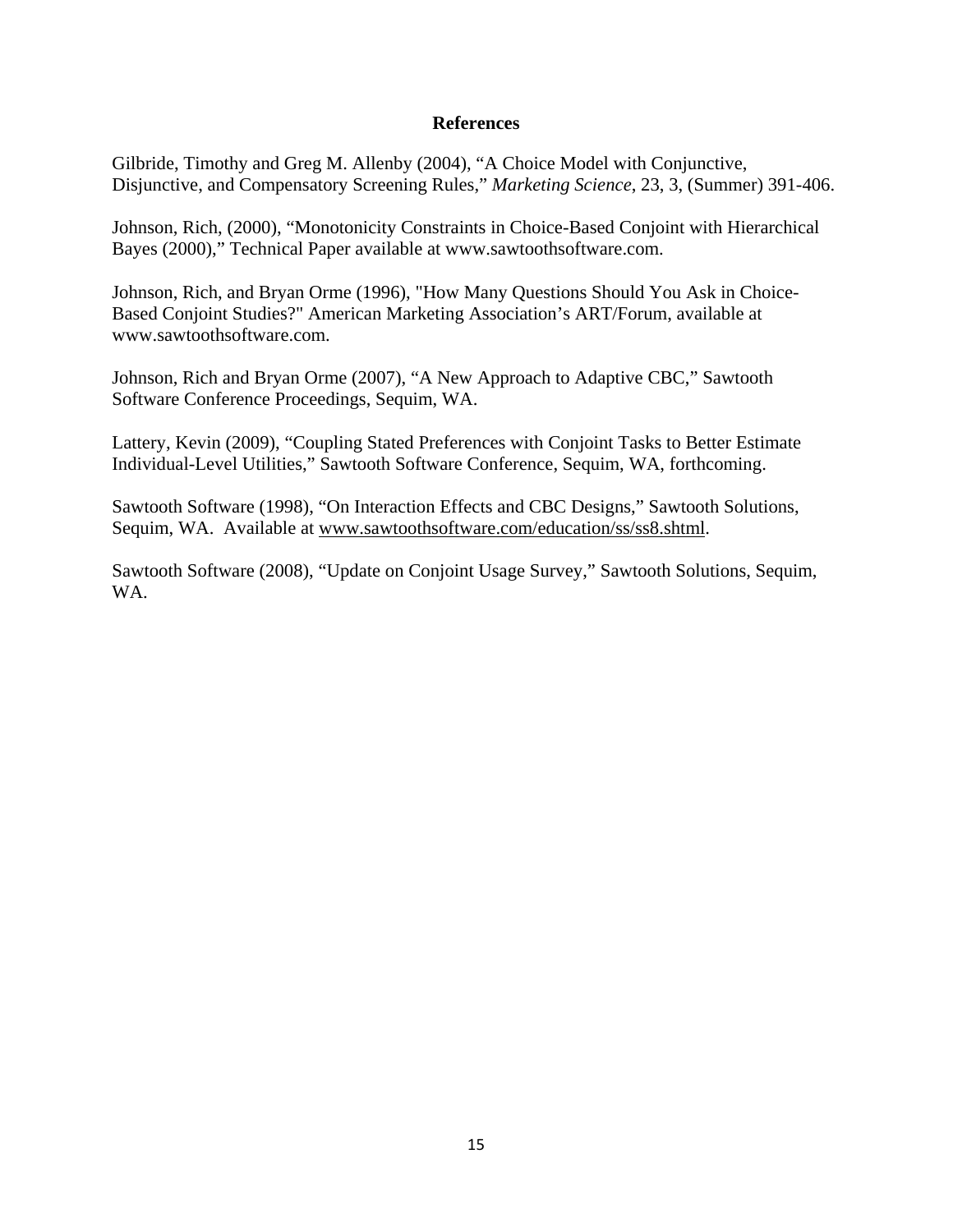## References

Gilbride, Timothy and Greg M. Allenby (2004), "A Choice Model with Conjunctive, Disjunctive, and Compensatory Screening Rules," *Marketing Science*, 23, 3, (Summer) 391-406.

Johnson, Rich, (2000), "Monotonicity Constraints in Choice-Based Conjoint with Hierarchical Bayes (2000)," Technical Paper available at www.sawtoothsoftware.com.

Johnson, Rich, and Bryan Orme (1996), "How Many Questions Should You Ask in Choice-Based Conjoint Studies?" American Marketing Association's ART/Forum, available at www.sawtoothsoftware.com.

Johnson, Rich and Bryan Orme (2007), "A New Approach to Adaptive CBC," Sawtooth Software Conference Proceedings, Sequim, WA.

Lattery, Kevin (2009), "Coupling Stated Preferences with Conjoint Tasks to Better Estimate Individual-Level Utilities," Sawtooth Software Conference, Sequim, WA, forthcoming.

Sawtooth Software (1998), "On Interaction Effects and CBC Designs," Sawtooth Solutions, Sequim, WA. Available at www.sawtoothsoftware.com/education/ss/ss8.shtml.

Sawtooth Software (2008), "Update on Conjoint Usage Survey," Sawtooth Solutions, Sequim, WA.